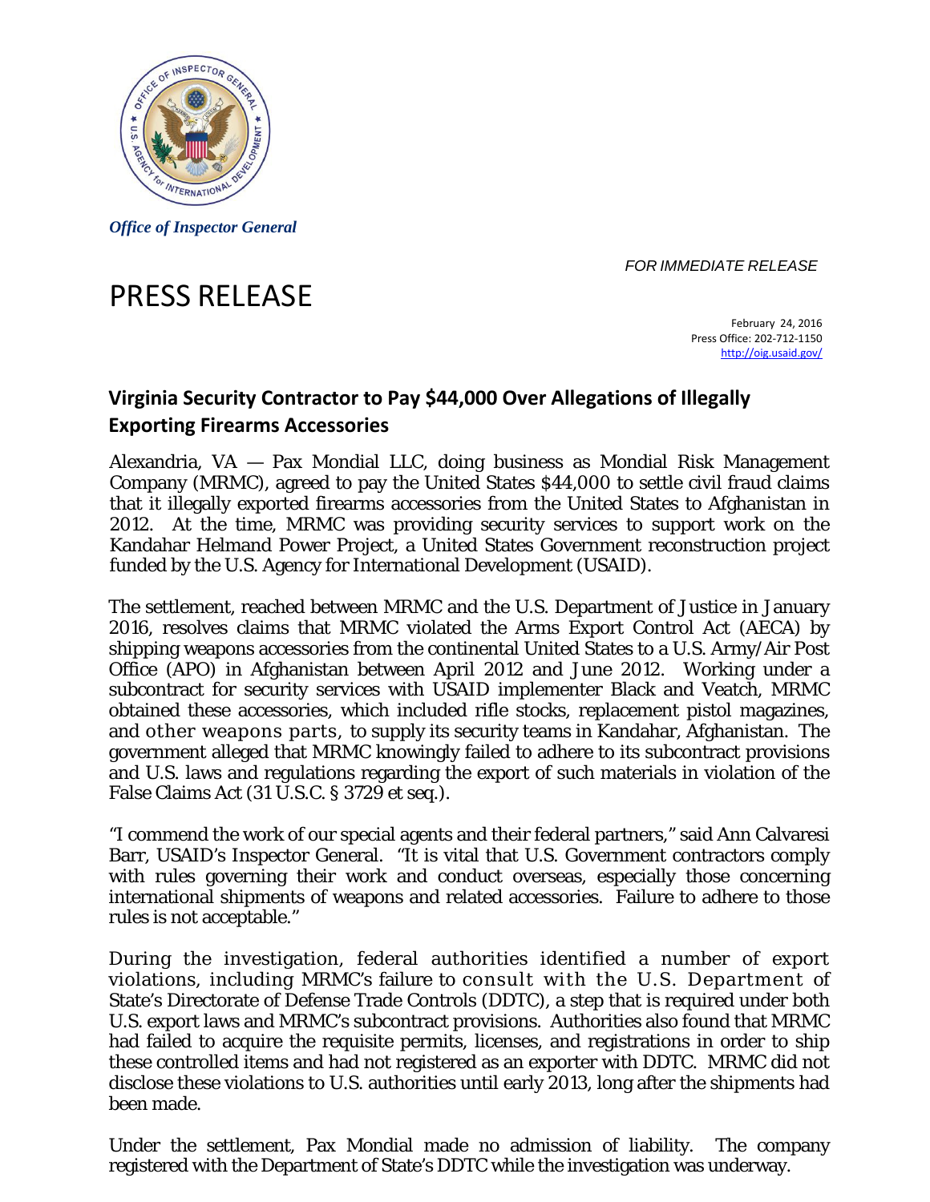*Office of Inspector General*

*FOR IMMEDIATE RELEASE*

# PRESS RELEASE

February 24, 2016
Press Office: 202-712-1150
http://oig.usaid.gov/

## Virginia Security Contractor to Pay $44,000 Over Allegations of Illegally Exporting Firearms Accessories

Alexandria, VA — Pax Mondial LLC, doing business as Mondial Risk Management Company (MRMC), agreed to pay the United States $44,000 to settle civil fraud claims that it illegally exported firearms accessories from the United States to Afghanistan in 2012. At the time, MRMC was providing security services to support work on the Kandahar Helmand Power Project, a United States Government reconstruction project funded by the U.S. Agency for International Development (USAID).

The settlement, reached between MRMC and the U.S. Department of Justice in January 2016, resolves claims that MRMC violated the Arms Export Control Act (AECA) by shipping weapons accessories from the continental United States to a U.S. Army/Air Post Office (APO) in Afghanistan between April 2012 and June 2012. Working under a subcontract for security services with USAID implementer Black and Veatch, MRMC obtained these accessories, which included rifle stocks, replacement pistol magazines, and other weapons parts, to supply its security teams in Kandahar, Afghanistan. The government alleged that MRMC knowingly failed to adhere to its subcontract provisions and U.S. laws and regulations regarding the export of such materials in violation of the False Claims Act (31 U.S.C. § 3729 et seq.).

"I commend the work of our special agents and their federal partners," said Ann Calvaresi Barr, USAID's Inspector General. "It is vital that U.S. Government contractors comply with rules governing their work and conduct overseas, especially those concerning international shipments of weapons and related accessories. Failure to adhere to those rules is not acceptable."

During the investigation, federal authorities identified a number of export violations, including MRMC's failure to consult with the U.S. Department of State's Directorate of Defense Trade Controls (DDTC), a step that is required under both U.S. export laws and MRMC's subcontract provisions. Authorities also found that MRMC had failed to acquire the requisite permits, licenses, and registrations in order to ship these controlled items and had not registered as an exporter with DDTC. MRMC did not disclose these violations to U.S. authorities until early 2013, long after the shipments had been made.

Under the settlement, Pax Mondial made no admission of liability. The company registered with the Department of State's DDTC while the investigation was underway.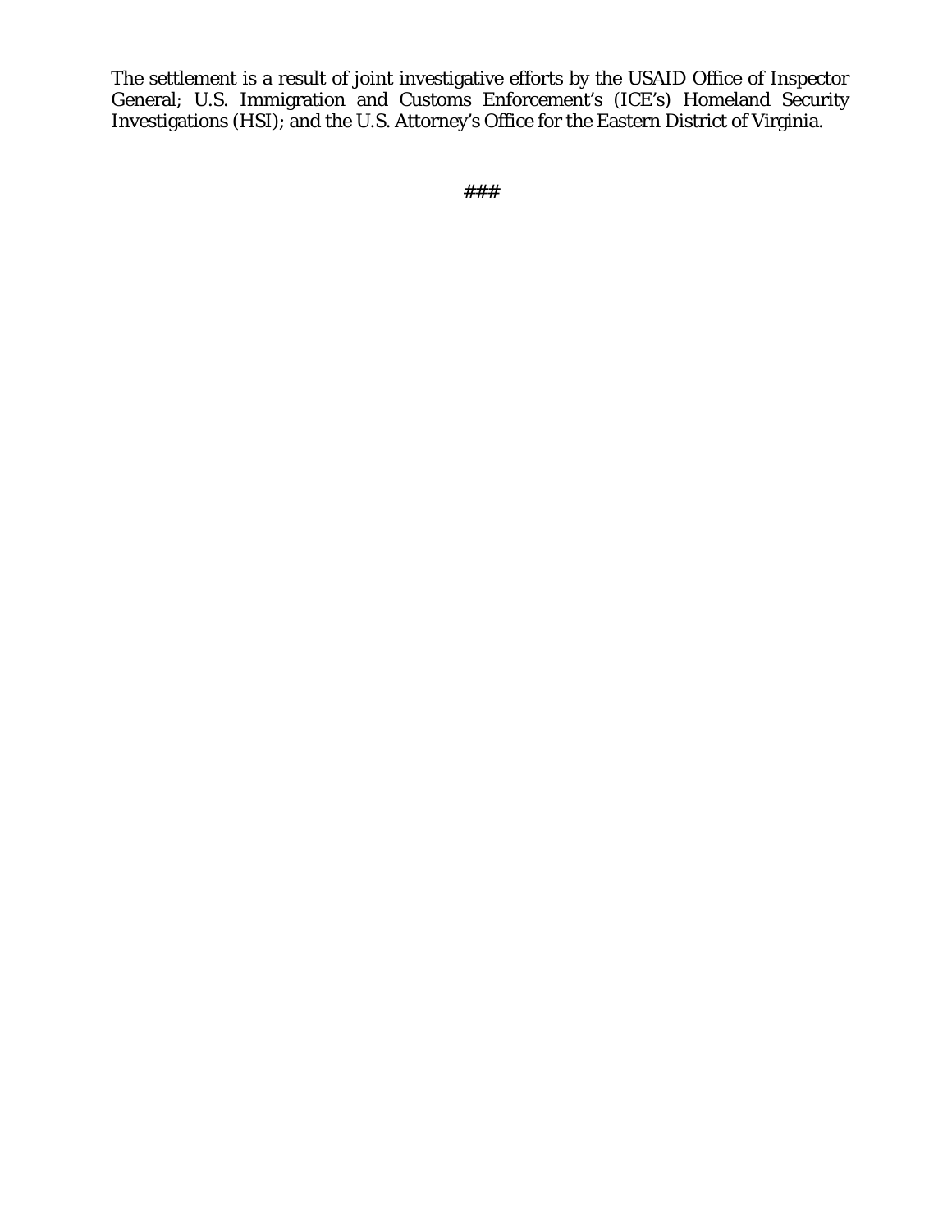The settlement is a result of joint investigative efforts by the USAID Office of Inspector General; U.S. Immigration and Customs Enforcement's (ICE's) Homeland Security Investigations (HSI); and the U.S. Attorney's Office for the Eastern District of Virginia.

###